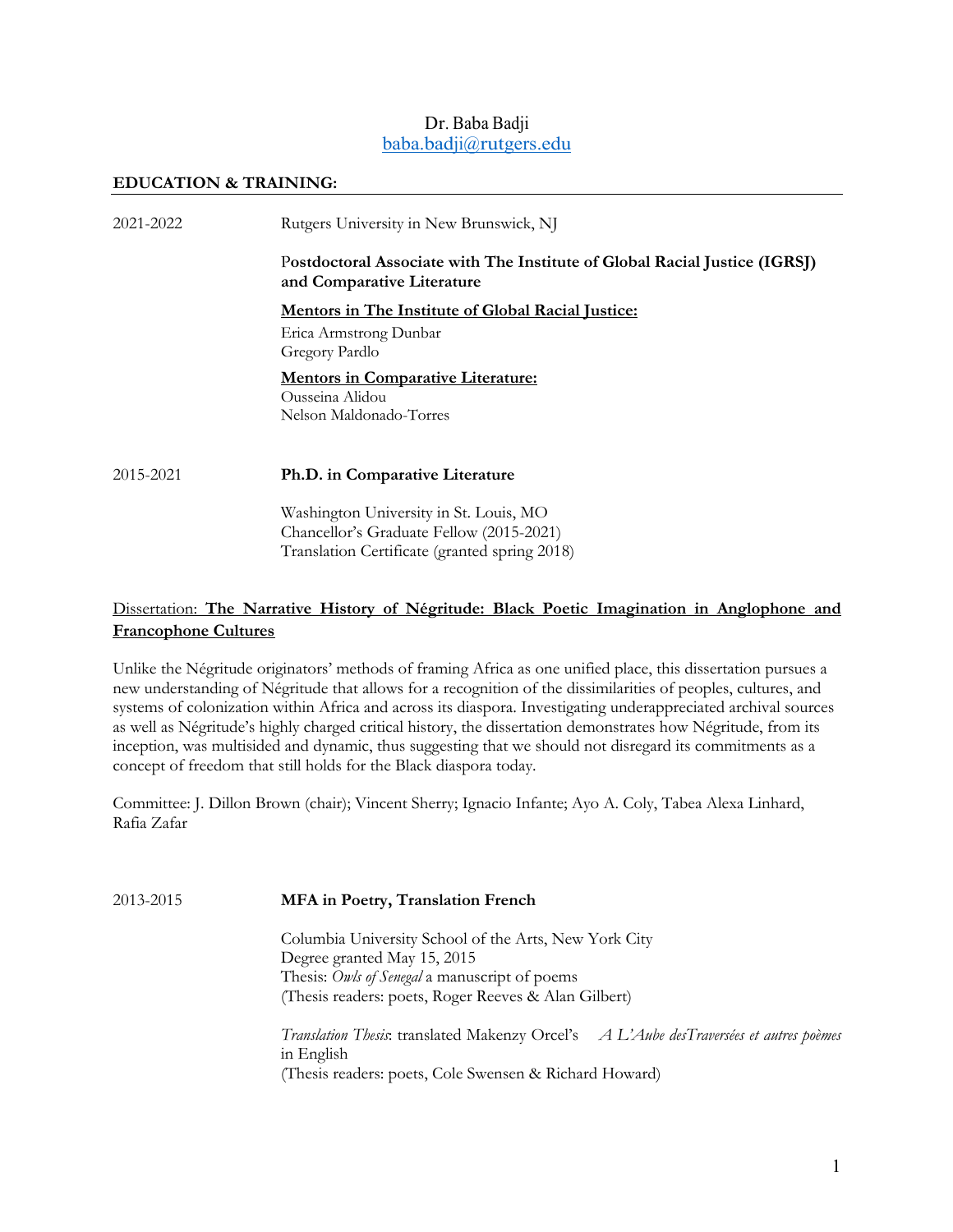Dr. Baba Badji
baba.badji@rutgers.edu

## EDUCATION & TRAINING:

2021-2022 Rutgers University in New Brunswick, NJ

**Postdoctoral Associate with The Institute of Global Racial Justice (IGRSJ) and Comparative Literature**

**Mentors in The Institute of Global Racial Justice:**
Erica Armstrong Dunbar
Gregory Pardlo

**Mentors in Comparative Literature:**
Ousseina Alidou
Nelson Maldonado-Torres

2015-2021 **Ph.D. in Comparative Literature**

Washington University in St. Louis, MO
Chancellor's Graduate Fellow (2015-2021)
Translation Certificate (granted spring 2018)

Dissertation: **The Narrative History of Négritude: Black Poetic Imagination in Anglophone and Francophone Cultures**

Unlike the Négritude originators' methods of framing Africa as one unified place, this dissertation pursues a new understanding of Négritude that allows for a recognition of the dissimilarities of peoples, cultures, and systems of colonization within Africa and across its diaspora. Investigating underappreciated archival sources as well as Négritude's highly charged critical history, the dissertation demonstrates how Négritude, from its inception, was multisided and dynamic, thus suggesting that we should not disregard its commitments as a concept of freedom that still holds for the Black diaspora today.

Committee: J. Dillon Brown (chair); Vincent Sherry; Ignacio Infante; Ayo A. Coly, Tabea Alexa Linhard, Rafia Zafar

2013-2015 **MFA in Poetry, Translation French**

Columbia University School of the Arts, New York City
Degree granted May 15, 2015
Thesis: *Owls of Senegal* a manuscript of poems
(Thesis readers: poets, Roger Reeves & Alan Gilbert)

*Translation Thesis*: translated Makenzy Orcel's *A L'Aube desTraversées et autres poèmes* in English
(Thesis readers: poets, Cole Swensen & Richard Howard)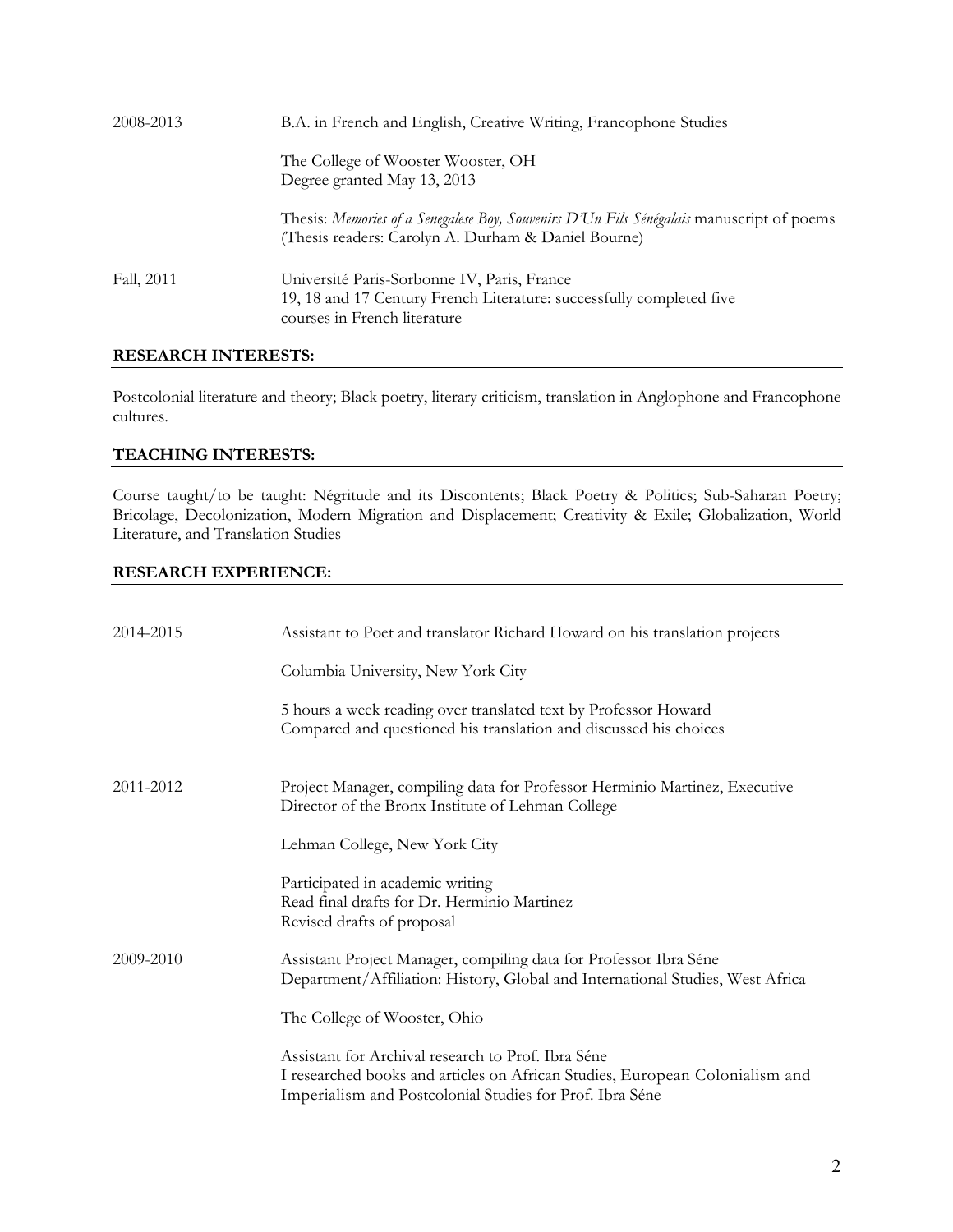| | |
|---|---|
| 2008-2013 | B.A. in French and English, Creative Writing, Francophone Studies<br><br>The College of Wooster Wooster, OH<br>Degree granted May 13, 2013<br><br>Thesis: *Memories of a Senegalese Boy, Souvenirs D'Un Fils Sénégalais* manuscript of poems (Thesis readers: Carolyn A. Durham & Daniel Bourne) |
| Fall, 2011 | Université Paris-Sorbonne IV, Paris, France<br>19, 18 and 17 Century French Literature: successfully completed five courses in French literature |

## RESEARCH INTERESTS:

Postcolonial literature and theory; Black poetry, literary criticism, translation in Anglophone and Francophone cultures.

## TEACHING INTERESTS:

Course taught/to be taught: Négritude and its Discontents; Black Poetry & Politics; Sub-Saharan Poetry; Bricolage, Decolonization, Modern Migration and Displacement; Creativity & Exile; Globalization, World Literature, and Translation Studies

## RESEARCH EXPERIENCE:

| | |
|---|---|
| 2014-2015 | Assistant to Poet and translator Richard Howard on his translation projects<br><br>Columbia University, New York City<br><br>5 hours a week reading over translated text by Professor Howard<br>Compared and questioned his translation and discussed his choices |
| 2011-2012 | Project Manager, compiling data for Professor Herminio Martinez, Executive Director of the Bronx Institute of Lehman College<br><br>Lehman College, New York City<br><br>Participated in academic writing<br>Read final drafts for Dr. Herminio Martinez<br>Revised drafts of proposal |
| 2009-2010 | Assistant Project Manager, compiling data for Professor Ibra Séne<br>Department/Affiliation: History, Global and International Studies, West Africa<br><br>The College of Wooster, Ohio<br><br>Assistant for Archival research to Prof. Ibra Séne<br>I researched books and articles on African Studies, European Colonialism and Imperialism and Postcolonial Studies for Prof. Ibra Séne |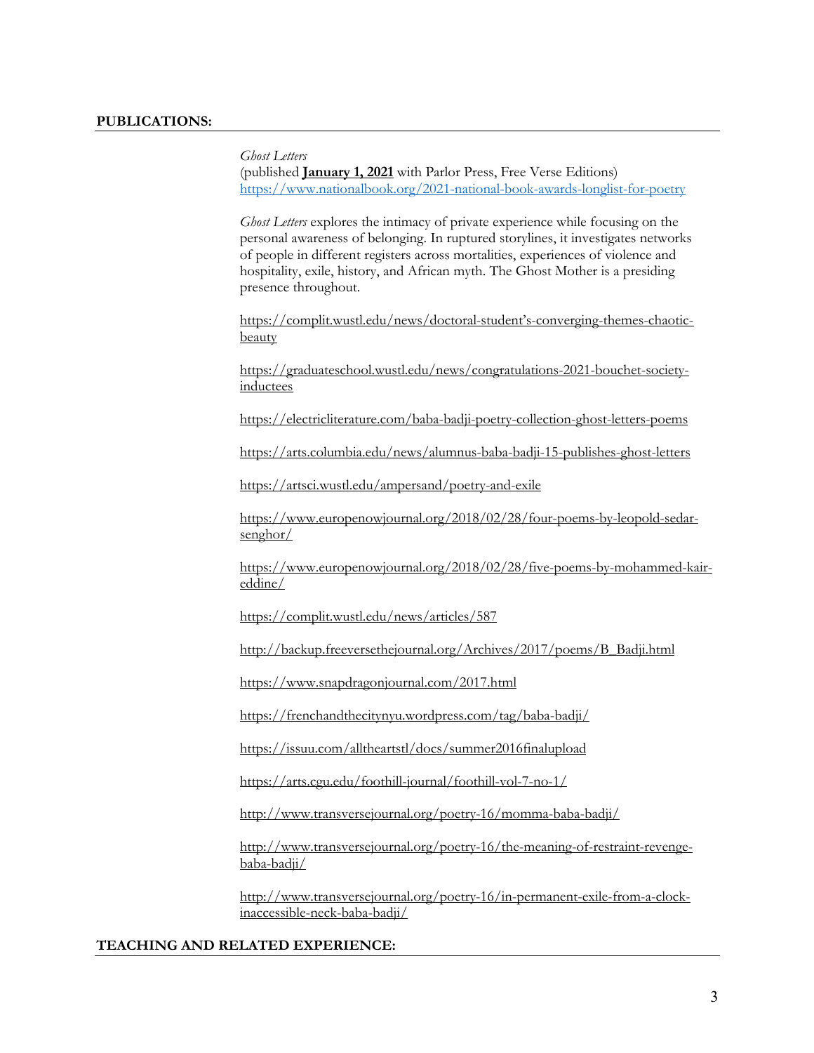## PUBLICATIONS:

*Ghost Letters*
(published **January 1, 2021** with Parlor Press, Free Verse Editions)
https://www.nationalbook.org/2021-national-book-awards-longlist-for-poetry

*Ghost Letters* explores the intimacy of private experience while focusing on the personal awareness of belonging. In ruptured storylines, it investigates networks of people in different registers across mortalities, experiences of violence and hospitality, exile, history, and African myth. The Ghost Mother is a presiding presence throughout.

https://complit.wustl.edu/news/doctoral-student's-converging-themes-chaotic-beauty

https://graduateschool.wustl.edu/news/congratulations-2021-bouchet-society-inductees

https://electricliterature.com/baba-badji-poetry-collection-ghost-letters-poems

https://arts.columbia.edu/news/alumnus-baba-badji-15-publishes-ghost-letters

https://artsci.wustl.edu/ampersand/poetry-and-exile

https://www.europenowjournal.org/2018/02/28/four-poems-by-leopold-sedar-senghor/

https://www.europenowjournal.org/2018/02/28/five-poems-by-mohammed-kair-eddine/

https://complit.wustl.edu/news/articles/587

http://backup.freeversethejournal.org/Archives/2017/poems/B_Badji.html

https://www.snapdragonjournal.com/2017.html

https://frenchandthecitynyu.wordpress.com/tag/baba-badji/

https://issuu.com/alltheartstl/docs/summer2016finalupload

https://arts.cgu.edu/foothill-journal/foothill-vol-7-no-1/

http://www.transversejournal.org/poetry-16/momma-baba-badji/

http://www.transversejournal.org/poetry-16/the-meaning-of-restraint-revenge-baba-badji/

http://www.transversejournal.org/poetry-16/in-permanent-exile-from-a-clock-inaccessible-neck-baba-badji/

## TEACHING AND RELATED EXPERIENCE: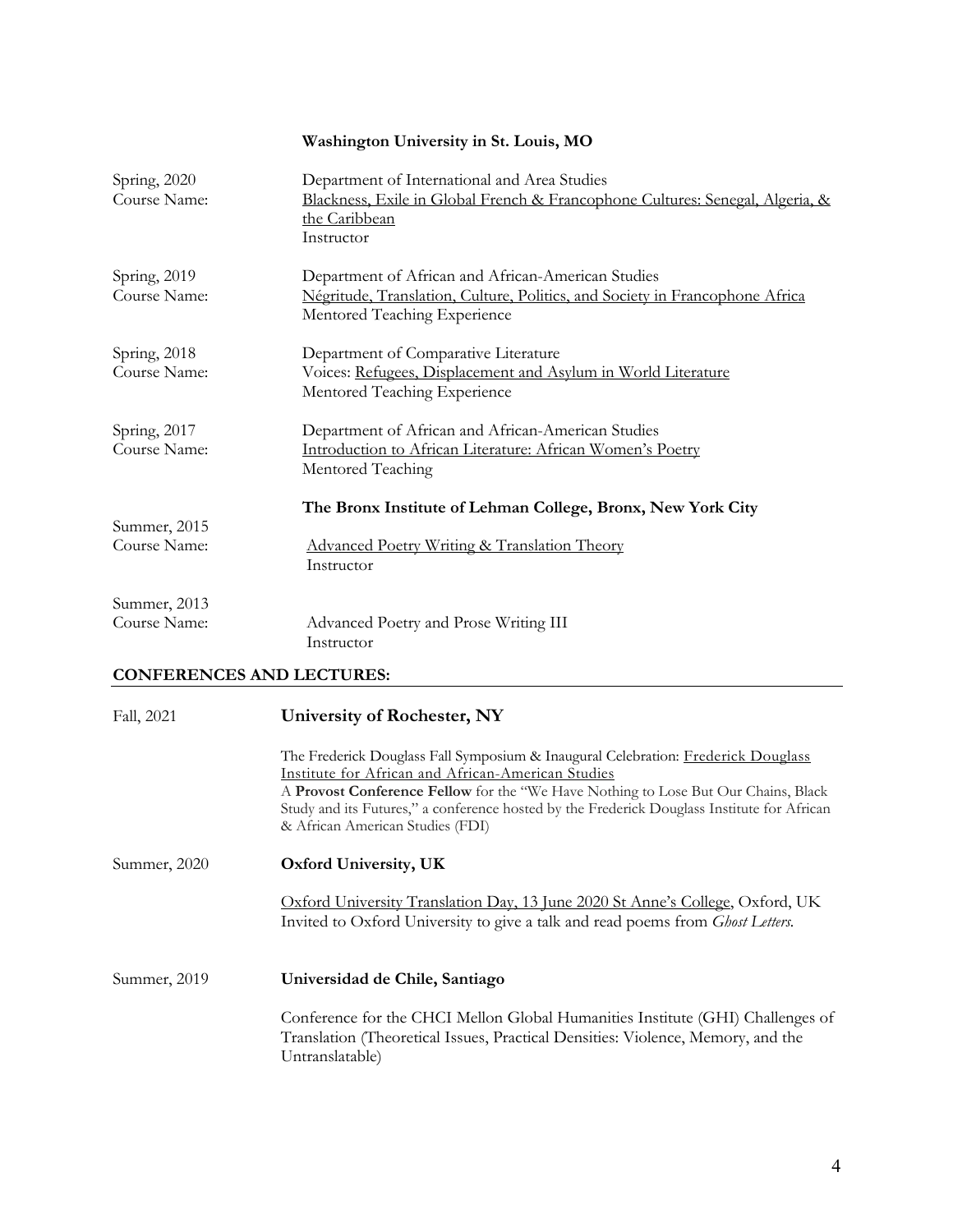**Washington University in St. Louis, MO**

Spring, 2020
Course Name: Department of International and Area Studies
Blackness, Exile in Global French & Francophone Cultures: Senegal, Algeria, & the Caribbean
Instructor

Spring, 2019
Course Name: Department of African and African-American Studies
Négritude, Translation, Culture, Politics, and Society in Francophone Africa
Mentored Teaching Experience

Spring, 2018
Course Name: Department of Comparative Literature
Voices: Refugees, Displacement and Asylum in World Literature
Mentored Teaching Experience

Spring, 2017
Course Name: Department of African and African-American Studies
Introduction to African Literature: African Women's Poetry
Mentored Teaching

**The Bronx Institute of Lehman College, Bronx, New York City**

Summer, 2015
Course Name: Advanced Poetry Writing & Translation Theory
Instructor

Summer, 2013
Course Name: Advanced Poetry and Prose Writing III
Instructor

## CONFERENCES AND LECTURES:

Fall, 2021 **University of Rochester, NY**

The Frederick Douglass Fall Symposium & Inaugural Celebration: Frederick Douglass Institute for African and African-American Studies
A **Provost Conference Fellow** for the "We Have Nothing to Lose But Our Chains, Black Study and its Futures," a conference hosted by the Frederick Douglass Institute for African & African American Studies (FDI)

Summer, 2020 **Oxford University, UK**

Oxford University Translation Day, 13 June 2020 St Anne's College, Oxford, UK
Invited to Oxford University to give a talk and read poems from *Ghost Letters*.

Summer, 2019 **Universidad de Chile, Santiago**

Conference for the CHCI Mellon Global Humanities Institute (GHI) Challenges of Translation (Theoretical Issues, Practical Densities: Violence, Memory, and the Untranslatable)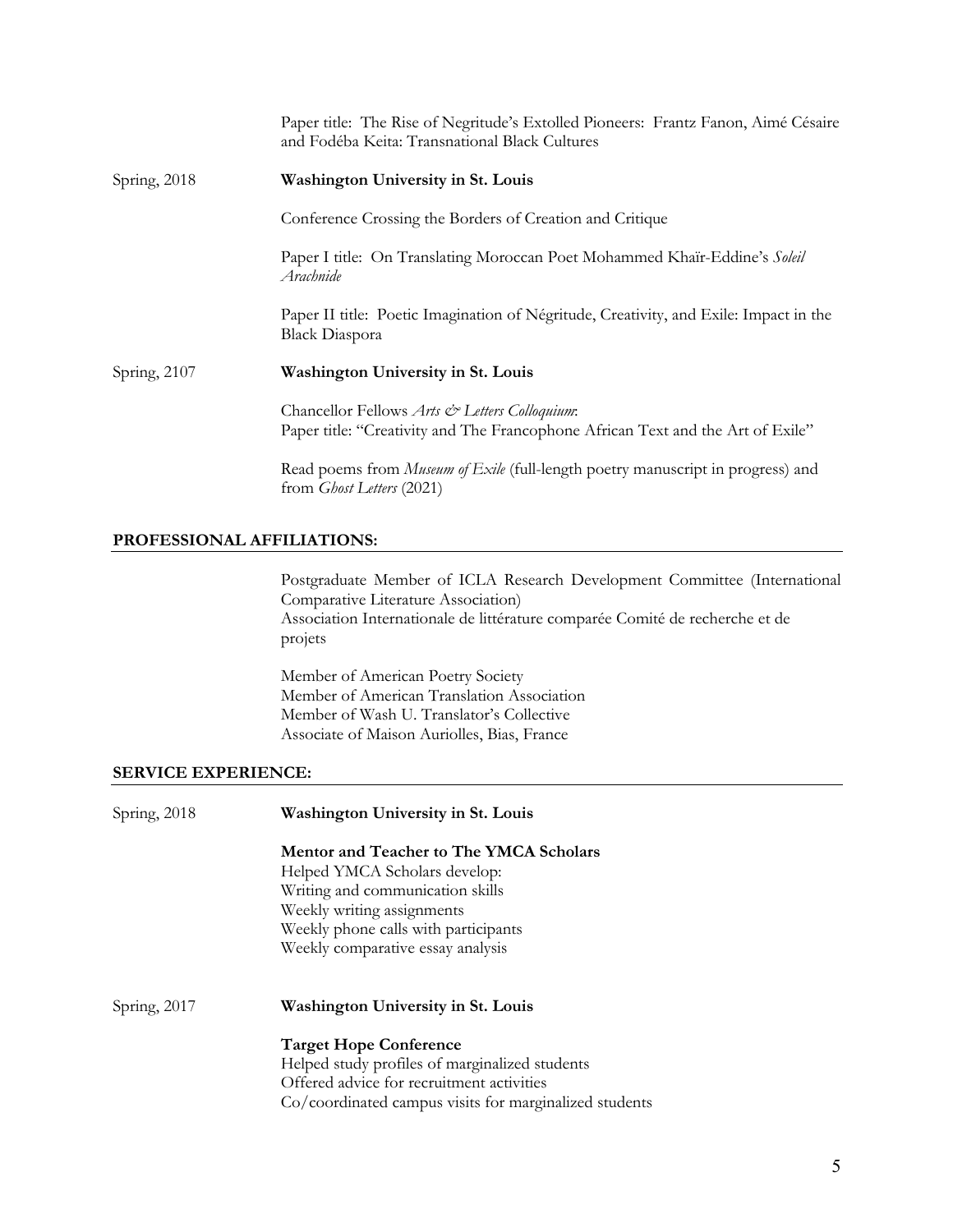Paper title: The Rise of Negritude's Extolled Pioneers: Frantz Fanon, Aimé Césaire and Fodéba Keita: Transnational Black Cultures

Spring, 2018 **Washington University in St. Louis**

Conference Crossing the Borders of Creation and Critique

Paper I title: On Translating Moroccan Poet Mohammed Khaïr-Eddine's *Soleil Arachnide*

Paper II title: Poetic Imagination of Négritude, Creativity, and Exile: Impact in the Black Diaspora

Spring, 2107 **Washington University in St. Louis**

Chancellor Fellows *Arts & Letters Colloquium*:
Paper title: "Creativity and The Francophone African Text and the Art of Exile"

Read poems from *Museum of Exile* (full-length poetry manuscript in progress) and from *Ghost Letters* (2021)

## PROFESSIONAL AFFILIATIONS:

Postgraduate Member of ICLA Research Development Committee (International Comparative Literature Association)
Association Internationale de littérature comparée Comité de recherche et de projets

Member of American Poetry Society
Member of American Translation Association
Member of Wash U. Translator's Collective
Associate of Maison Auriolles, Bias, France

## SERVICE EXPERIENCE:

Spring, 2018 **Washington University in St. Louis**

**Mentor and Teacher to The YMCA Scholars**
Helped YMCA Scholars develop:
Writing and communication skills
Weekly writing assignments
Weekly phone calls with participants
Weekly comparative essay analysis

Spring, 2017 **Washington University in St. Louis**

**Target Hope Conference**
Helped study profiles of marginalized students
Offered advice for recruitment activities
Co/coordinated campus visits for marginalized students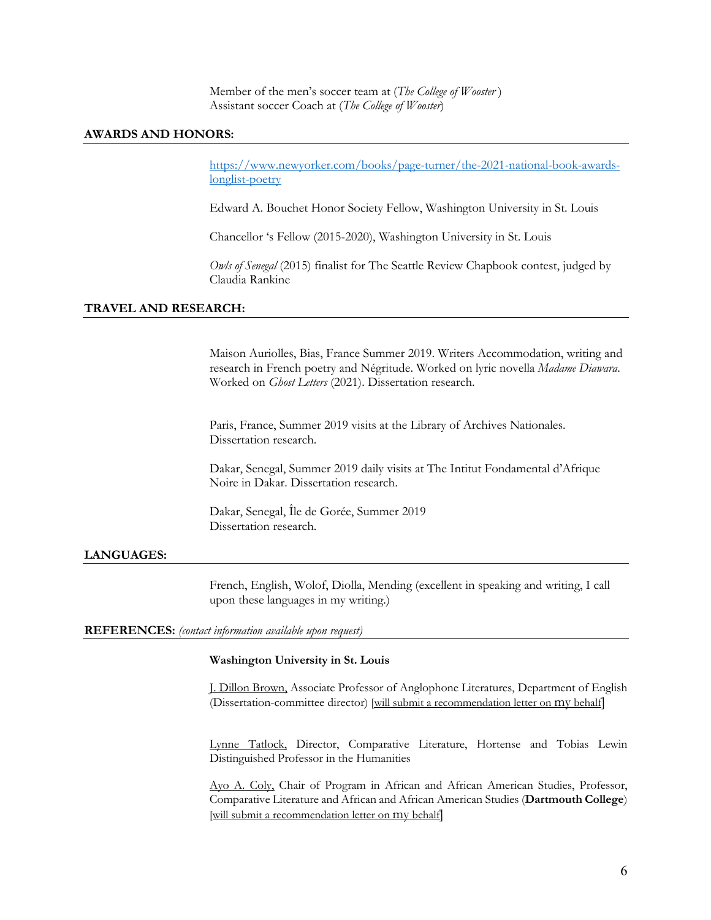Member of the men's soccer team at (*The College of Wooster* )
Assistant soccer Coach at (*The College of Wooster*)

## AWARDS AND HONORS:

https://www.newyorker.com/books/page-turner/the-2021-national-book-awards-longlist-poetry

Edward A. Bouchet Honor Society Fellow, Washington University in St. Louis

Chancellor 's Fellow (2015-2020), Washington University in St. Louis

*Owls of Senegal* (2015) finalist for The Seattle Review Chapbook contest, judged by Claudia Rankine

## TRAVEL AND RESEARCH:

Maison Auriolles, Bias, France Summer 2019. Writers Accommodation, writing and research in French poetry and Négritude. Worked on lyric novella *Madame Diawara.* Worked on *Ghost Letters* (2021). Dissertation research.

Paris, France, Summer 2019 visits at the Library of Archives Nationales. Dissertation research.

Dakar, Senegal, Summer 2019 daily visits at The Intitut Fondamental d'Afrique Noire in Dakar. Dissertation research.

Dakar, Senegal, Île de Gorée, Summer 2019
Dissertation research.

## LANGUAGES:

French, English, Wolof, Diolla, Mending (excellent in speaking and writing, I call upon these languages in my writing.)

## REFERENCES: *(contact information available upon request)*

**Washington University in St. Louis**

J. Dillon Brown, Associate Professor of Anglophone Literatures, Department of English (Dissertation-committee director) [will submit a recommendation letter on my behalf]

Lynne Tatlock, Director, Comparative Literature, Hortense and Tobias Lewin Distinguished Professor in the Humanities

Ayo A. Coly, Chair of Program in African and African American Studies, Professor, Comparative Literature and African and African American Studies (**Dartmouth College**) [will submit a recommendation letter on my behalf]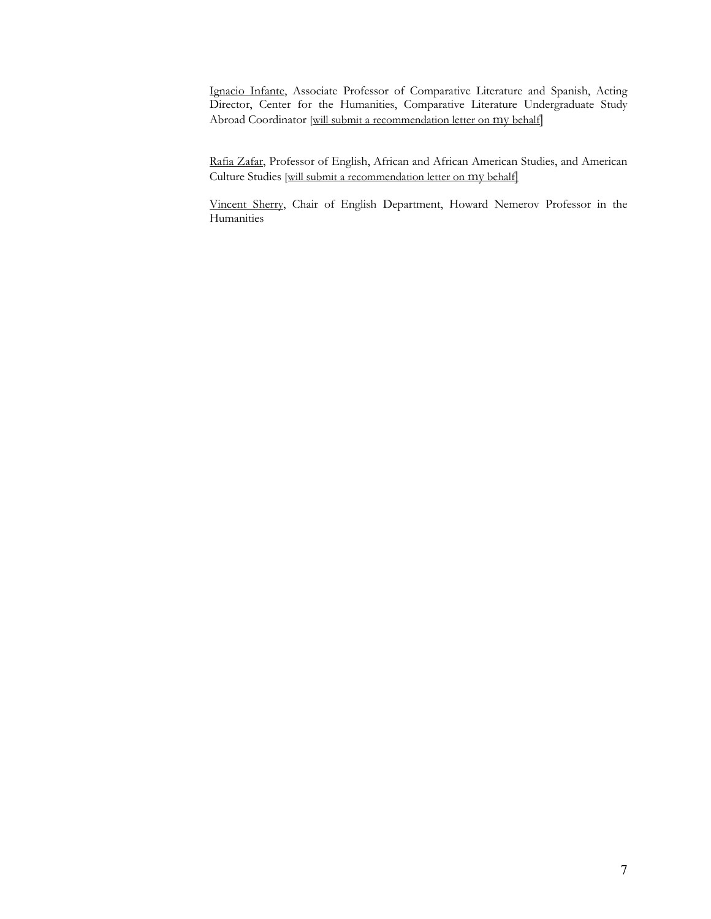Ignacio Infante, Associate Professor of Comparative Literature and Spanish, Acting Director, Center for the Humanities, Comparative Literature Undergraduate Study Abroad Coordinator [will submit a recommendation letter on my behalf]

Rafia Zafar, Professor of English, African and African American Studies, and American Culture Studies [will submit a recommendation letter on my behalf]

Vincent Sherry, Chair of English Department, Howard Nemerov Professor in the Humanities